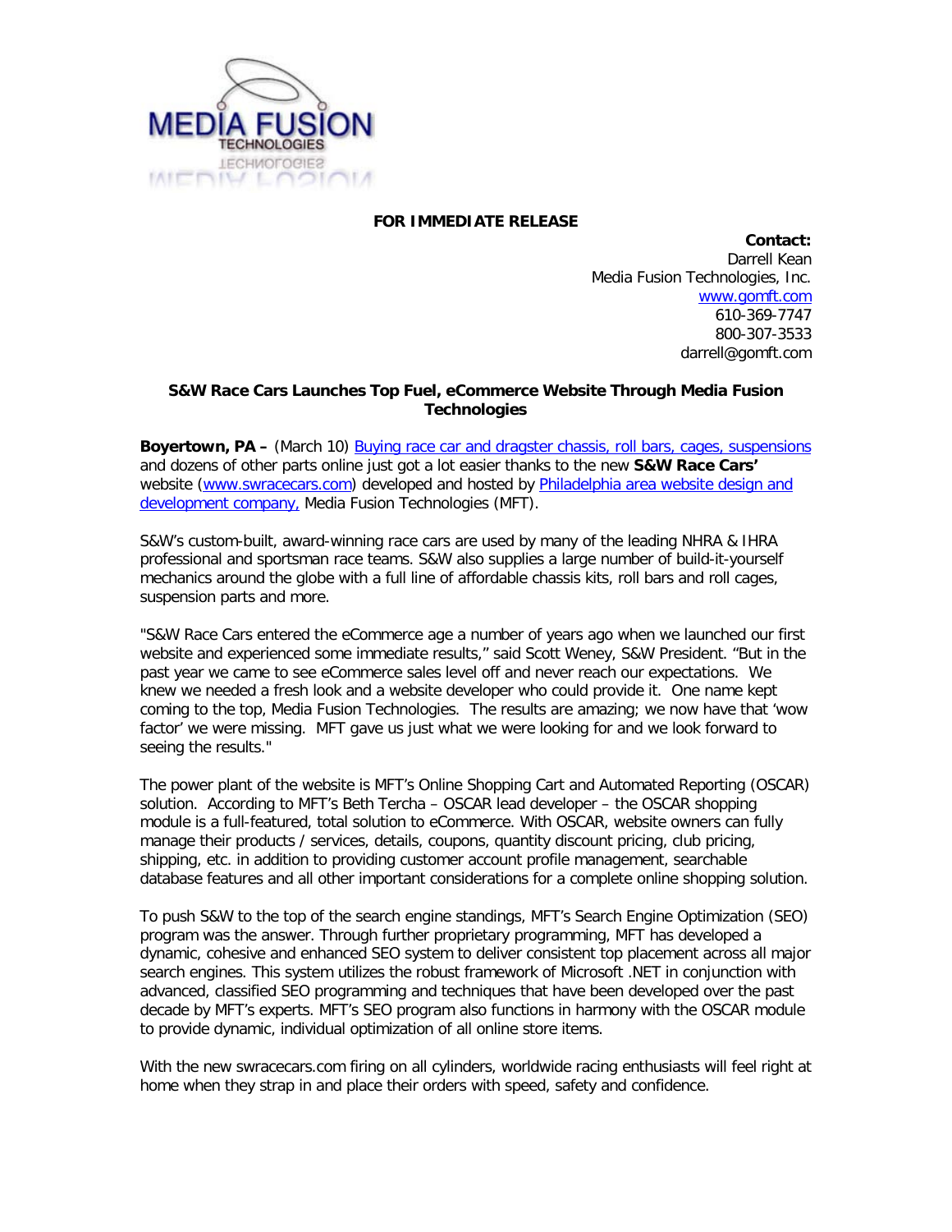**FOR IMMEDIATE RELEASE**

**Contact:**
Darrell Kean
Media Fusion Technologies, Inc.
www.gomft.com
610-369-7747
800-307-3533
darrell@gomft.com

**S&W Race Cars Launches Top Fuel, eCommerce Website Through Media Fusion Technologies**

**Boyertown, PA –** (March 10) Buying race car and dragster chassis, roll bars, cages, suspensions and dozens of other parts online just got a lot easier thanks to the new **S&W Race Cars'** website (www.swracecars.com) developed and hosted by Philadelphia area website design and development company, Media Fusion Technologies (MFT).

S&W's custom-built, award-winning race cars are used by many of the leading NHRA & IHRA professional and sportsman race teams. S&W also supplies a large number of build-it-yourself mechanics around the globe with a full line of affordable chassis kits, roll bars and roll cages, suspension parts and more.

"S&W Race Cars entered the eCommerce age a number of years ago when we launched our first website and experienced some immediate results," said Scott Weney, S&W President. "But in the past year we came to see eCommerce sales level off and never reach our expectations. We knew we needed a fresh look and a website developer who could provide it. One name kept coming to the top, Media Fusion Technologies. The results are amazing; we now have that 'wow factor' we were missing. MFT gave us just what we were looking for and we look forward to seeing the results."

The power plant of the website is MFT's Online Shopping Cart and Automated Reporting (OSCAR) solution. According to MFT's Beth Tercha – OSCAR lead developer – the OSCAR shopping module is a full-featured, total solution to eCommerce. With OSCAR, website owners can fully manage their products / services, details, coupons, quantity discount pricing, club pricing, shipping, etc. in addition to providing customer account profile management, searchable database features and all other important considerations for a complete online shopping solution.

To push S&W to the top of the search engine standings, MFT's Search Engine Optimization (SEO) program was the answer. Through further proprietary programming, MFT has developed a dynamic, cohesive and enhanced SEO system to deliver consistent top placement across all major search engines. This system utilizes the robust framework of Microsoft .NET in conjunction with advanced, classified SEO programming and techniques that have been developed over the past decade by MFT's experts. MFT's SEO program also functions in harmony with the OSCAR module to provide dynamic, individual optimization of all online store items.

With the new swracecars.com firing on all cylinders, worldwide racing enthusiasts will feel right at home when they strap in and place their orders with speed, safety and confidence.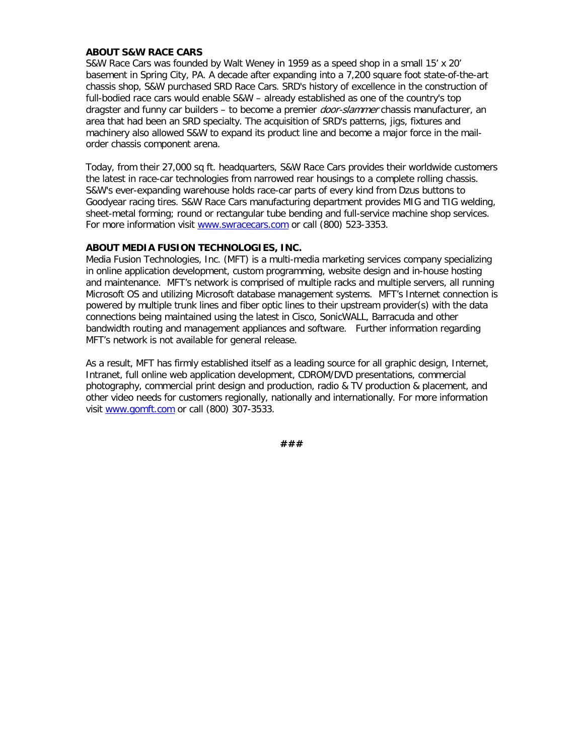**ABOUT S&W RACE CARS**

S&W Race Cars was founded by Walt Weney in 1959 as a speed shop in a small 15' x 20' basement in Spring City, PA. A decade after expanding into a 7,200 square foot state-of-the-art chassis shop, S&W purchased SRD Race Cars. SRD's history of excellence in the construction of full-bodied race cars would enable S&W – already established as one of the country's top dragster and funny car builders – to become a premier *door-slammer* chassis manufacturer, an area that had been an SRD specialty. The acquisition of SRD's patterns, jigs, fixtures and machinery also allowed S&W to expand its product line and become a major force in the mail-order chassis component arena.

Today, from their 27,000 sq ft. headquarters, S&W Race Cars provides their worldwide customers the latest in race-car technologies from narrowed rear housings to a complete rolling chassis. S&W's ever-expanding warehouse holds race-car parts of every kind from Dzus buttons to Goodyear racing tires. S&W Race Cars manufacturing department provides MIG and TIG welding, sheet-metal forming; round or rectangular tube bending and full-service machine shop services. For more information visit www.swracecars.com or call (800) 523-3353.

**ABOUT MEDIA FUSION TECHNOLOGIES, INC.**

Media Fusion Technologies, Inc. (MFT) is a multi-media marketing services company specializing in online application development, custom programming, website design and in-house hosting and maintenance. MFT's network is comprised of multiple racks and multiple servers, all running Microsoft OS and utilizing Microsoft database management systems. MFT's Internet connection is powered by multiple trunk lines and fiber optic lines to their upstream provider(s) with the data connections being maintained using the latest in Cisco, SonicWALL, Barracuda and other bandwidth routing and management appliances and software. Further information regarding MFT's network is not available for general release.

As a result, MFT has firmly established itself as a leading source for all graphic design, Internet, Intranet, full online web application development, CDROM/DVD presentations, commercial photography, commercial print design and production, radio & TV production & placement, and other video needs for customers regionally, nationally and internationally. For more information visit www.gomft.com or call (800) 307-3533.

###